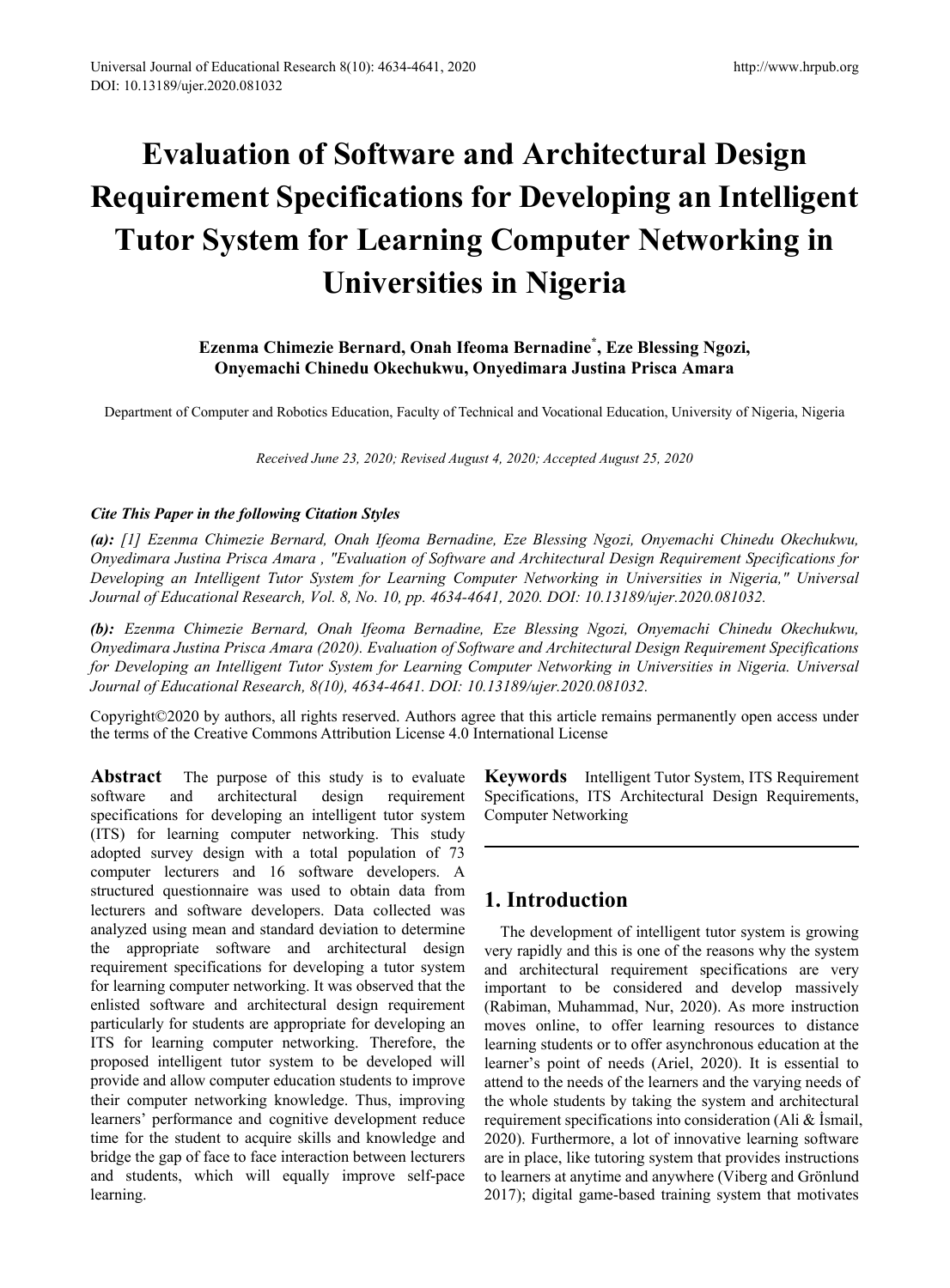# Evaluation of Software and Architectural Design Requirement Specifications for Developing an Intelligent Tutor System for Learning Computer Networking in Universities in Nigeria

**Ezenma Chimezie Bernard, Onah Ifeoma Bernadine*, Eze Blessing Ngozi, Onyemachi Chinedu Okechukwu, Onyedimara Justina Prisca Amara**

Department of Computer and Robotics Education, Faculty of Technical and Vocational Education, University of Nigeria, Nigeria

*Received June 23, 2020; Revised August 4, 2020; Accepted August 25, 2020*

***Cite This Paper in the following Citation Styles***

***(a):*** *[1] Ezenma Chimezie Bernard, Onah Ifeoma Bernadine, Eze Blessing Ngozi, Onyemachi Chinedu Okechukwu, Onyedimara Justina Prisca Amara , "Evaluation of Software and Architectural Design Requirement Specifications for Developing an Intelligent Tutor System for Learning Computer Networking in Universities in Nigeria," Universal Journal of Educational Research, Vol. 8, No. 10, pp. 4634-4641, 2020. DOI: 10.13189/ujer.2020.081032.*

***(b):*** *Ezenma Chimezie Bernard, Onah Ifeoma Bernadine, Eze Blessing Ngozi, Onyemachi Chinedu Okechukwu, Onyedimara Justina Prisca Amara (2020). Evaluation of Software and Architectural Design Requirement Specifications for Developing an Intelligent Tutor System for Learning Computer Networking in Universities in Nigeria. Universal Journal of Educational Research, 8(10), 4634-4641. DOI: 10.13189/ujer.2020.081032.*

Copyright©2020 by authors, all rights reserved. Authors agree that this article remains permanently open access under the terms of the Creative Commons Attribution License 4.0 International License

**Abstract** The purpose of this study is to evaluate software and architectural design requirement specifications for developing an intelligent tutor system (ITS) for learning computer networking. This study adopted survey design with a total population of 73 computer lecturers and 16 software developers. A structured questionnaire was used to obtain data from lecturers and software developers. Data collected was analyzed using mean and standard deviation to determine the appropriate software and architectural design requirement specifications for developing a tutor system for learning computer networking. It was observed that the enlisted software and architectural design requirement particularly for students are appropriate for developing an ITS for learning computer networking. Therefore, the proposed intelligent tutor system to be developed will provide and allow computer education students to improve their computer networking knowledge. Thus, improving learners' performance and cognitive development reduce time for the student to acquire skills and knowledge and bridge the gap of face to face interaction between lecturers and students, which will equally improve self-pace learning.

**Keywords** Intelligent Tutor System, ITS Requirement Specifications, ITS Architectural Design Requirements, Computer Networking

## 1. Introduction

The development of intelligent tutor system is growing very rapidly and this is one of the reasons why the system and architectural requirement specifications are very important to be considered and develop massively (Rabiman, Muhammad, Nur, 2020). As more instruction moves online, to offer learning resources to distance learning students or to offer asynchronous education at the learner's point of needs (Ariel, 2020). It is essential to attend to the needs of the learners and the varying needs of the whole students by taking the system and architectural requirement specifications into consideration (Ali & İsmail, 2020). Furthermore, a lot of innovative learning software are in place, like tutoring system that provides instructions to learners at anytime and anywhere (Viberg and Grönlund 2017); digital game-based training system that motivates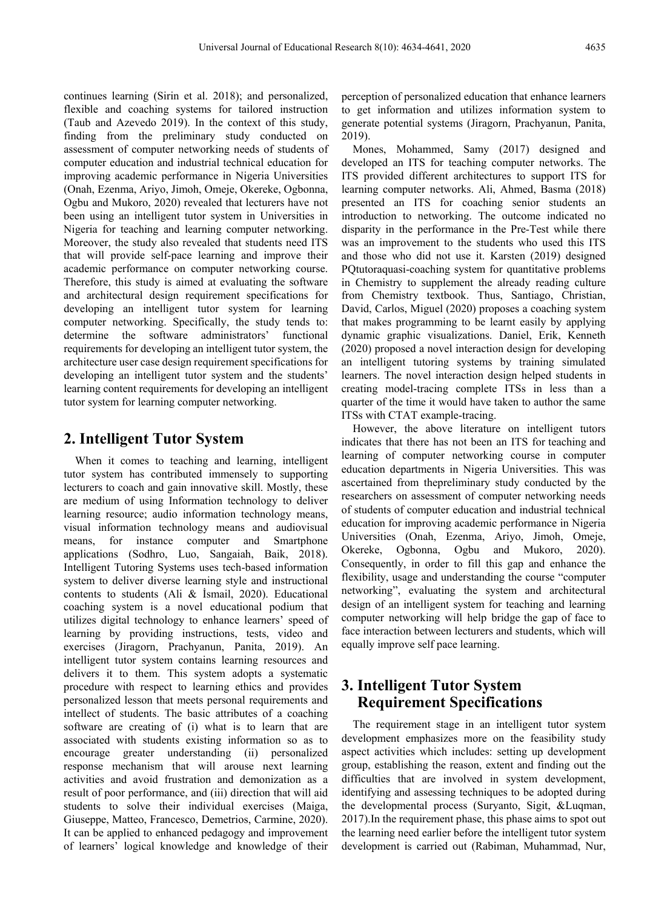continues learning (Sirin et al. 2018); and personalized, flexible and coaching systems for tailored instruction (Taub and Azevedo 2019). In the context of this study, finding from the preliminary study conducted on assessment of computer networking needs of students of computer education and industrial technical education for improving academic performance in Nigeria Universities (Onah, Ezenma, Ariyo, Jimoh, Omeje, Okereke, Ogbonna, Ogbu and Mukoro, 2020) revealed that lecturers have not been using an intelligent tutor system in Universities in Nigeria for teaching and learning computer networking. Moreover, the study also revealed that students need ITS that will provide self-pace learning and improve their academic performance on computer networking course. Therefore, this study is aimed at evaluating the software and architectural design requirement specifications for developing an intelligent tutor system for learning computer networking. Specifically, the study tends to: determine the software administrators' functional requirements for developing an intelligent tutor system, the architecture user case design requirement specifications for developing an intelligent tutor system and the students' learning content requirements for developing an intelligent tutor system for learning computer networking.

## 2. Intelligent Tutor System

When it comes to teaching and learning, intelligent tutor system has contributed immensely to supporting lecturers to coach and gain innovative skill. Mostly, these are medium of using Information technology to deliver learning resource; audio information technology means, visual information technology means and audiovisual means, for instance computer and Smartphone applications (Sodhro, Luo, Sangaiah, Baik, 2018). Intelligent Tutoring Systems uses tech-based information system to deliver diverse learning style and instructional contents to students (Ali & İsmail, 2020). Educational coaching system is a novel educational podium that utilizes digital technology to enhance learners' speed of learning by providing instructions, tests, video and exercises (Jiragorn, Prachyanun, Panita, 2019). An intelligent tutor system contains learning resources and delivers it to them. This system adopts a systematic procedure with respect to learning ethics and provides personalized lesson that meets personal requirements and intellect of students. The basic attributes of a coaching software are creating of (i) what is to learn that are associated with students existing information so as to encourage greater understanding (ii) personalized response mechanism that will arouse next learning activities and avoid frustration and demonization as a result of poor performance, and (iii) direction that will aid students to solve their individual exercises (Maiga, Giuseppe, Matteo, Francesco, Demetrios, Carmine, 2020). It can be applied to enhanced pedagogy and improvement of learners' logical knowledge and knowledge of their perception of personalized education that enhance learners to get information and utilizes information system to generate potential systems (Jiragorn, Prachyanun, Panita, 2019).

Mones, Mohammed, Samy (2017) designed and developed an ITS for teaching computer networks. The ITS provided different architectures to support ITS for learning computer networks. Ali, Ahmed, Basma (2018) presented an ITS for coaching senior students an introduction to networking. The outcome indicated no disparity in the performance in the Pre-Test while there was an improvement to the students who used this ITS and those who did not use it. Karsten (2019) designed PQtutoraquasi-coaching system for quantitative problems in Chemistry to supplement the already reading culture from Chemistry textbook. Thus, Santiago, Christian, David, Carlos, Miguel (2020) proposes a coaching system that makes programming to be learnt easily by applying dynamic graphic visualizations. Daniel, Erik, Kenneth (2020) proposed a novel interaction design for developing an intelligent tutoring systems by training simulated learners. The novel interaction design helped students in creating model-tracing complete ITSs in less than a quarter of the time it would have taken to author the same ITSs with CTAT example-tracing.

However, the above literature on intelligent tutors indicates that there has not been an ITS for teaching and learning of computer networking course in computer education departments in Nigeria Universities. This was ascertained from thepreliminary study conducted by the researchers on assessment of computer networking needs of students of computer education and industrial technical education for improving academic performance in Nigeria Universities (Onah, Ezenma, Ariyo, Jimoh, Omeje, Okereke, Ogbonna, Ogbu and Mukoro, 2020). Consequently, in order to fill this gap and enhance the flexibility, usage and understanding the course "computer networking", evaluating the system and architectural design of an intelligent system for teaching and learning computer networking will help bridge the gap of face to face interaction between lecturers and students, which will equally improve self pace learning.

## 3. Intelligent Tutor System Requirement Specifications

The requirement stage in an intelligent tutor system development emphasizes more on the feasibility study aspect activities which includes: setting up development group, establishing the reason, extent and finding out the difficulties that are involved in system development, identifying and assessing techniques to be adopted during the developmental process (Suryanto, Sigit, &Luqman, 2017).In the requirement phase, this phase aims to spot out the learning need earlier before the intelligent tutor system development is carried out (Rabiman, Muhammad, Nur,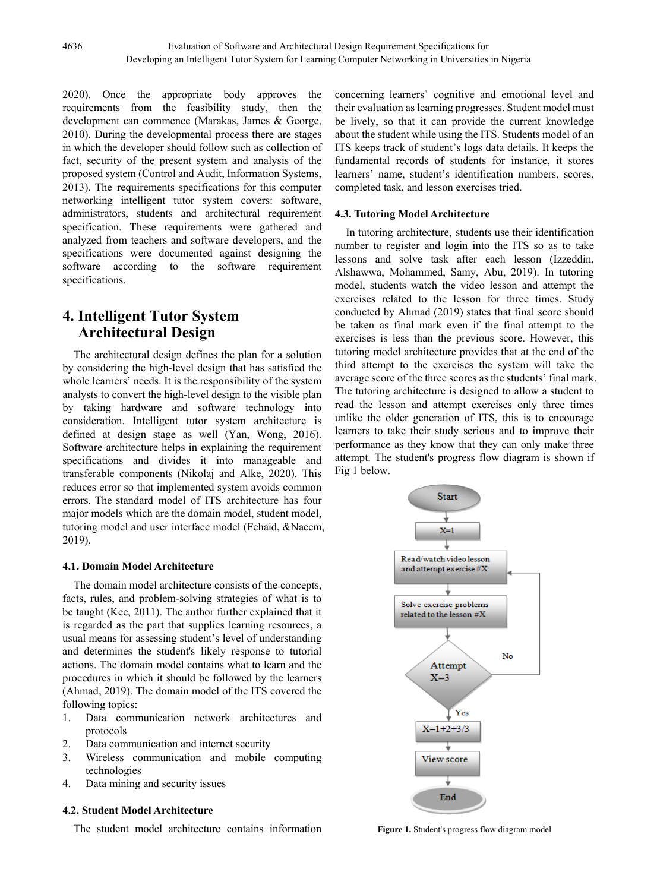2020). Once the appropriate body approves the requirements from the feasibility study, then the development can commence (Marakas, James & George, 2010). During the developmental process there are stages in which the developer should follow such as collection of fact, security of the present system and analysis of the proposed system (Control and Audit, Information Systems, 2013). The requirements specifications for this computer networking intelligent tutor system covers: software, administrators, students and architectural requirement specification. These requirements were gathered and analyzed from teachers and software developers, and the specifications were documented against designing the software according to the software requirement specifications.

# 4. Intelligent Tutor System Architectural Design

The architectural design defines the plan for a solution by considering the high-level design that has satisfied the whole learners' needs. It is the responsibility of the system analysts to convert the high-level design to the visible plan by taking hardware and software technology into consideration. Intelligent tutor system architecture is defined at design stage as well (Yan, Wong, 2016). Software architecture helps in explaining the requirement specifications and divides it into manageable and transferable components (Nikolaj and Alke, 2020). This reduces error so that implemented system avoids common errors. The standard model of ITS architecture has four major models which are the domain model, student model, tutoring model and user interface model (Fehaid, &Naeem, 2019).

### 4.1. Domain Model Architecture

The domain model architecture consists of the concepts, facts, rules, and problem-solving strategies of what is to be taught (Kee, 2011). The author further explained that it is regarded as the part that supplies learning resources, a usual means for assessing student's level of understanding and determines the student's likely response to tutorial actions. The domain model contains what to learn and the procedures in which it should be followed by the learners (Ahmad, 2019). The domain model of the ITS covered the following topics:

1. Data communication network architectures and protocols
2. Data communication and internet security
3. Wireless communication and mobile computing technologies
4. Data mining and security issues

### 4.2. Student Model Architecture

The student model architecture contains information concerning learners' cognitive and emotional level and their evaluation as learning progresses. Student model must be lively, so that it can provide the current knowledge about the student while using the ITS. Students model of an ITS keeps track of student's logs data details. It keeps the fundamental records of students for instance, it stores learners' name, student's identification numbers, scores, completed task, and lesson exercises tried.

### 4.3. Tutoring Model Architecture

In tutoring architecture, students use their identification number to register and login into the ITS so as to take lessons and solve task after each lesson (Izzeddin, Alshawwa, Mohammed, Samy, Abu, 2019). In tutoring model, students watch the video lesson and attempt the exercises related to the lesson for three times. Study conducted by Ahmad (2019) states that final score should be taken as final mark even if the final attempt to the exercises is less than the previous score. However, this tutoring model architecture provides that at the end of the third attempt to the exercises the system will take the average score of the three scores as the students' final mark. The tutoring architecture is designed to allow a student to read the lesson and attempt exercises only three times unlike the older generation of ITS, this is to encourage learners to take their study serious and to improve their performance as they know that they can only make three attempt. The student's progress flow diagram is shown if Fig 1 below.

Start → X=1 → Read/watch video lesson and attempt exercise #X → Solve exercise problems related to the lesson #X → Attempt X=3 (No: return to Read/watch video lesson; Yes: continue) → X=1+2+3/3 → View score → End

**Figure 1.** Student's progress flow diagram model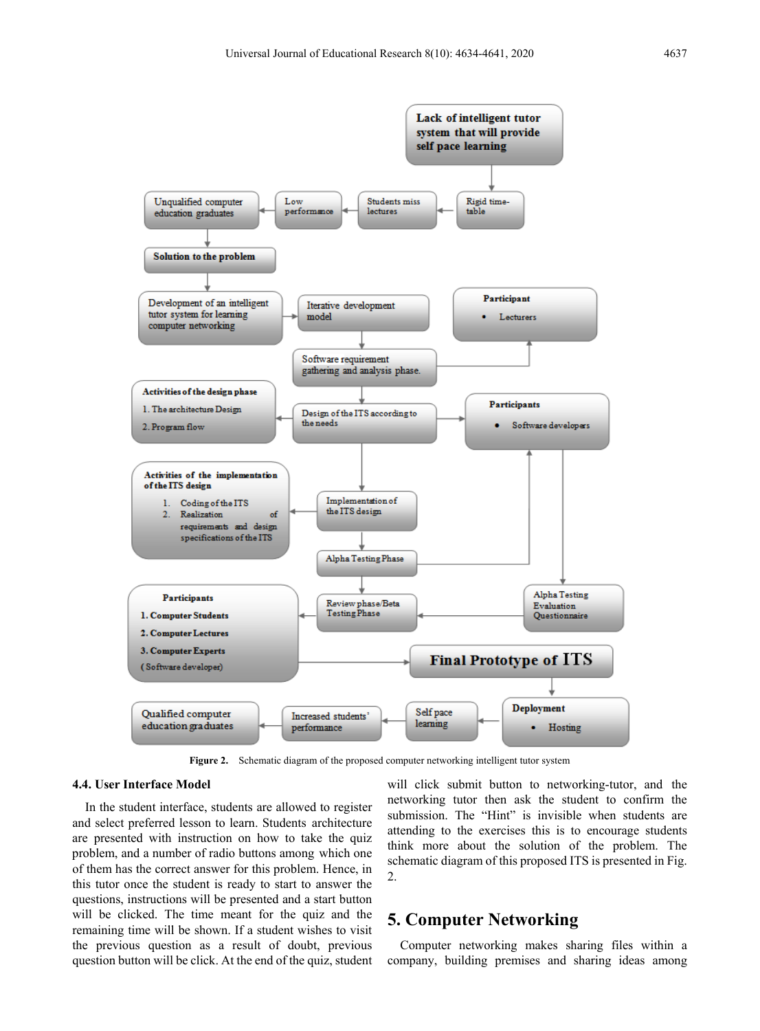Figure 2. Schematic diagram of the proposed computer networking intelligent tutor system

### 4.4. User Interface Model

In the student interface, students are allowed to register and select preferred lesson to learn. Students architecture are presented with instruction on how to take the quiz problem, and a number of radio buttons among which one of them has the correct answer for this problem. Hence, in this tutor once the student is ready to start to answer the questions, instructions will be presented and a start button will be clicked. The time meant for the quiz and the remaining time will be shown. If a student wishes to visit the previous question as a result of doubt, previous question button will be click. At the end of the quiz, student will click submit button to networking-tutor, and the networking tutor then ask the student to confirm the submission. The "Hint" is invisible when students are attending to the exercises this is to encourage students think more about the solution of the problem. The schematic diagram of this proposed ITS is presented in Fig. 2.

## 5. Computer Networking

Computer networking makes sharing files within a company, building premises and sharing ideas among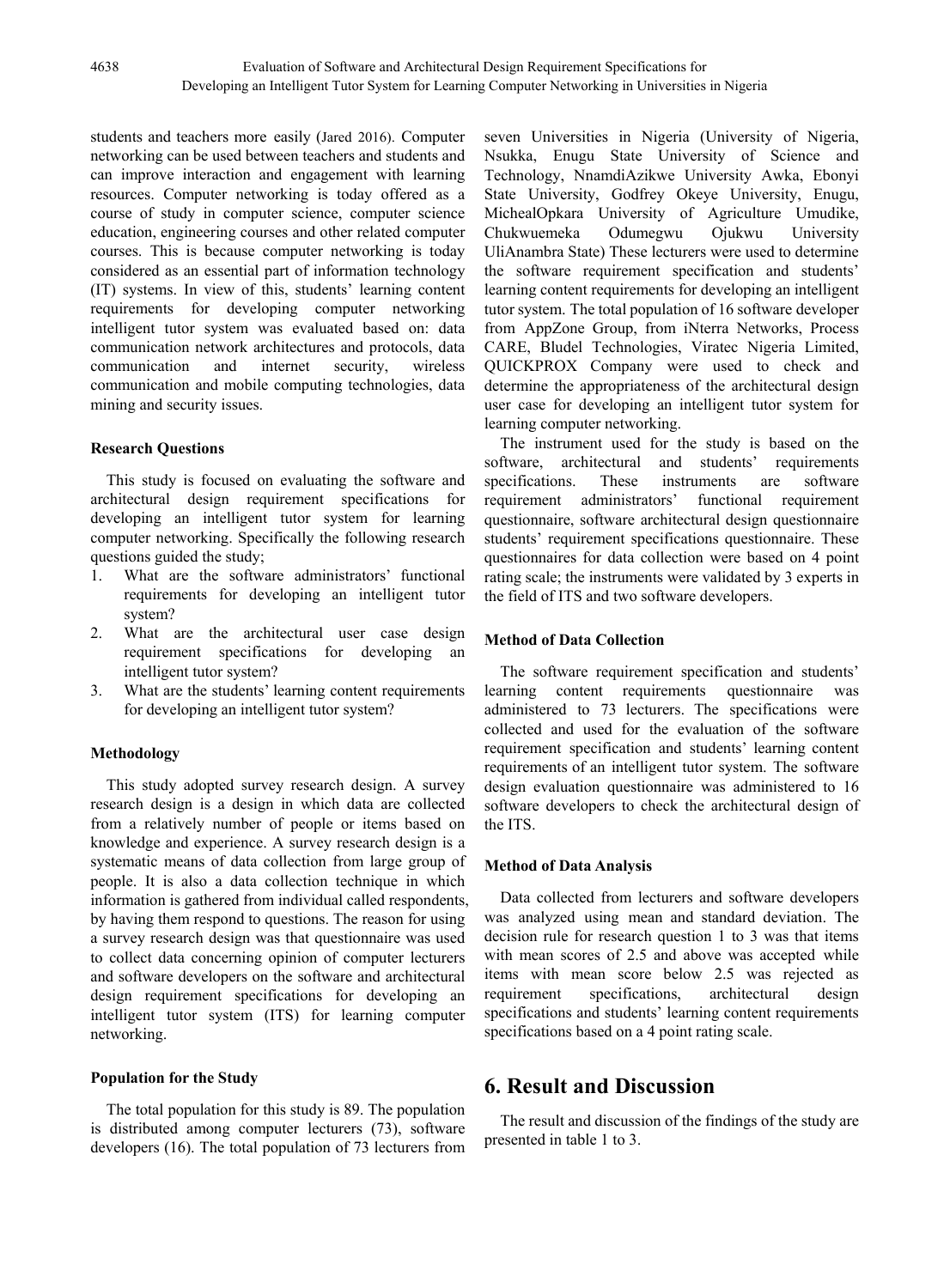students and teachers more easily (Jared 2016). Computer networking can be used between teachers and students and can improve interaction and engagement with learning resources. Computer networking is today offered as a course of study in computer science, computer science education, engineering courses and other related computer courses. This is because computer networking is today considered as an essential part of information technology (IT) systems. In view of this, students' learning content requirements for developing computer networking intelligent tutor system was evaluated based on: data communication network architectures and protocols, data communication and internet security, wireless communication and mobile computing technologies, data mining and security issues.

**Research Questions**

This study is focused on evaluating the software and architectural design requirement specifications for developing an intelligent tutor system for learning computer networking. Specifically the following research questions guided the study;

1. What are the software administrators' functional requirements for developing an intelligent tutor system?
2. What are the architectural user case design requirement specifications for developing an intelligent tutor system?
3. What are the students' learning content requirements for developing an intelligent tutor system?

**Methodology**

This study adopted survey research design. A survey research design is a design in which data are collected from a relatively number of people or items based on knowledge and experience. A survey research design is a systematic means of data collection from large group of people. It is also a data collection technique in which information is gathered from individual called respondents, by having them respond to questions. The reason for using a survey research design was that questionnaire was used to collect data concerning opinion of computer lecturers and software developers on the software and architectural design requirement specifications for developing an intelligent tutor system (ITS) for learning computer networking.

**Population for the Study**

The total population for this study is 89. The population is distributed among computer lecturers (73), software developers (16). The total population of 73 lecturers from seven Universities in Nigeria (University of Nigeria, Nsukka, Enugu State University of Science and Technology, NnamdiAzikwe University Awka, Ebonyi State University, Godfrey Okeye University, Enugu, MichealOpkara University of Agriculture Umudike, Chukwuemeka Odumegwu Ojukwu University UliAnambra State) These lecturers were used to determine the software requirement specification and students' learning content requirements for developing an intelligent tutor system. The total population of 16 software developer from AppZone Group, from iNterra Networks, Process CARE, Bludel Technologies, Viratec Nigeria Limited, QUICKPROX Company were used to check and determine the appropriateness of the architectural design user case for developing an intelligent tutor system for learning computer networking.

The instrument used for the study is based on the software, architectural and students' requirements specifications. These instruments are software requirement administrators' functional requirement questionnaire, software architectural design questionnaire students' requirement specifications questionnaire. These questionnaires for data collection were based on 4 point rating scale; the instruments were validated by 3 experts in the field of ITS and two software developers.

**Method of Data Collection**

The software requirement specification and students' learning content requirements questionnaire was administered to 73 lecturers. The specifications were collected and used for the evaluation of the software requirement specification and students' learning content requirements of an intelligent tutor system. The software design evaluation questionnaire was administered to 16 software developers to check the architectural design of the ITS.

**Method of Data Analysis**

Data collected from lecturers and software developers was analyzed using mean and standard deviation. The decision rule for research question 1 to 3 was that items with mean scores of 2.5 and above was accepted while items with mean score below 2.5 was rejected as requirement specifications, architectural design specifications and students' learning content requirements specifications based on a 4 point rating scale.

## 6. Result and Discussion

The result and discussion of the findings of the study are presented in table 1 to 3.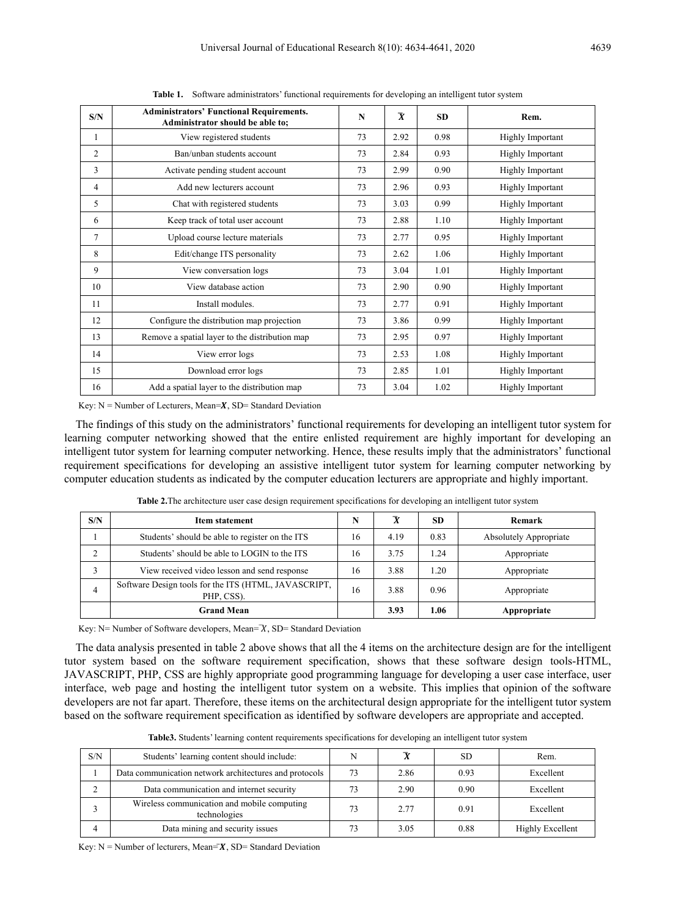**Table 1.** Software administrators' functional requirements for developing an intelligent tutor system

| S/N | Administrators' Functional Requirements. Administrator should be able to; | N | $\overline{X}$ | SD | Rem. |
|---|---|---|---|---|---|
| 1 | View registered students | 73 | 2.92 | 0.98 | Highly Important |
| 2 | Ban/unban students account | 73 | 2.84 | 0.93 | Highly Important |
| 3 | Activate pending student account | 73 | 2.99 | 0.90 | Highly Important |
| 4 | Add new lecturers account | 73 | 2.96 | 0.93 | Highly Important |
| 5 | Chat with registered students | 73 | 3.03 | 0.99 | Highly Important |
| 6 | Keep track of total user account | 73 | 2.88 | 1.10 | Highly Important |
| 7 | Upload course lecture materials | 73 | 2.77 | 0.95 | Highly Important |
| 8 | Edit/change ITS personality | 73 | 2.62 | 1.06 | Highly Important |
| 9 | View conversation logs | 73 | 3.04 | 1.01 | Highly Important |
| 10 | View database action | 73 | 2.90 | 0.90 | Highly Important |
| 11 | Install modules. | 73 | 2.77 | 0.91 | Highly Important |
| 12 | Configure the distribution map projection | 73 | 3.86 | 0.99 | Highly Important |
| 13 | Remove a spatial layer to the distribution map | 73 | 2.95 | 0.97 | Highly Important |
| 14 | View error logs | 73 | 2.53 | 1.08 | Highly Important |
| 15 | Download error logs | 73 | 2.85 | 1.01 | Highly Important |
| 16 | Add a spatial layer to the distribution map | 73 | 3.04 | 1.02 | Highly Important |

Key: N = Number of Lecturers, Mean=$\boldsymbol{X}$, SD= Standard Deviation

The findings of this study on the administrators' functional requirements for developing an intelligent tutor system for learning computer networking showed that the entire enlisted requirement are highly important for developing an intelligent tutor system for learning computer networking. Hence, these results imply that the administrators' functional requirement specifications for developing an assistive intelligent tutor system for learning computer networking by computer education students as indicated by the computer education lecturers are appropriate and highly important.

**Table 2.** The architecture user case design requirement specifications for developing an intelligent tutor system

| S/N | Item statement | N | $\overline{X}$ | SD | Remark |
|---|---|---|---|---|---|
| 1 | Students' should be able to register on the ITS | 16 | 4.19 | 0.83 | Absolutely Appropriate |
| 2 | Students' should be able to LOGIN to the ITS | 16 | 3.75 | 1.24 | Appropriate |
| 3 | View received video lesson and send response | 16 | 3.88 | 1.20 | Appropriate |
| 4 | Software Design tools for the ITS (HTML, JAVASCRIPT, PHP, CSS). | 16 | 3.88 | 0.96 | Appropriate |
| | **Grand Mean** | | **3.93** | **1.06** | **Appropriate** |

Key: N= Number of Software developers, Mean=$\overline{X}$, SD= Standard Deviation

The data analysis presented in table 2 above shows that all the 4 items on the architecture design are for the intelligent tutor system based on the software requirement specification, shows that these software design tools-HTML, JAVASCRIPT, PHP, CSS are highly appropriate good programming language for developing a user case interface, user interface, web page and hosting the intelligent tutor system on a website. This implies that opinion of the software developers are not far apart. Therefore, these items on the architectural design appropriate for the intelligent tutor system based on the software requirement specification as identified by software developers are appropriate and accepted.

**Table3.** Students' learning content requirements specifications for developing an intelligent tutor system

| S/N | Students' learning content should include: | N | $\overline{X}$ | SD | Rem. |
|---|---|---|---|---|---|
| 1 | Data communication network architectures and protocols | 73 | 2.86 | 0.93 | Excellent |
| 2 | Data communication and internet security | 73 | 2.90 | 0.90 | Excellent |
| 3 | Wireless communication and mobile computing technologies | 73 | 2.77 | 0.91 | Excellent |
| 4 | Data mining and security issues | 73 | 3.05 | 0.88 | Highly Excellent |

Key: N = Number of lecturers, Mean=$\overline{\boldsymbol{X}}$, SD= Standard Deviation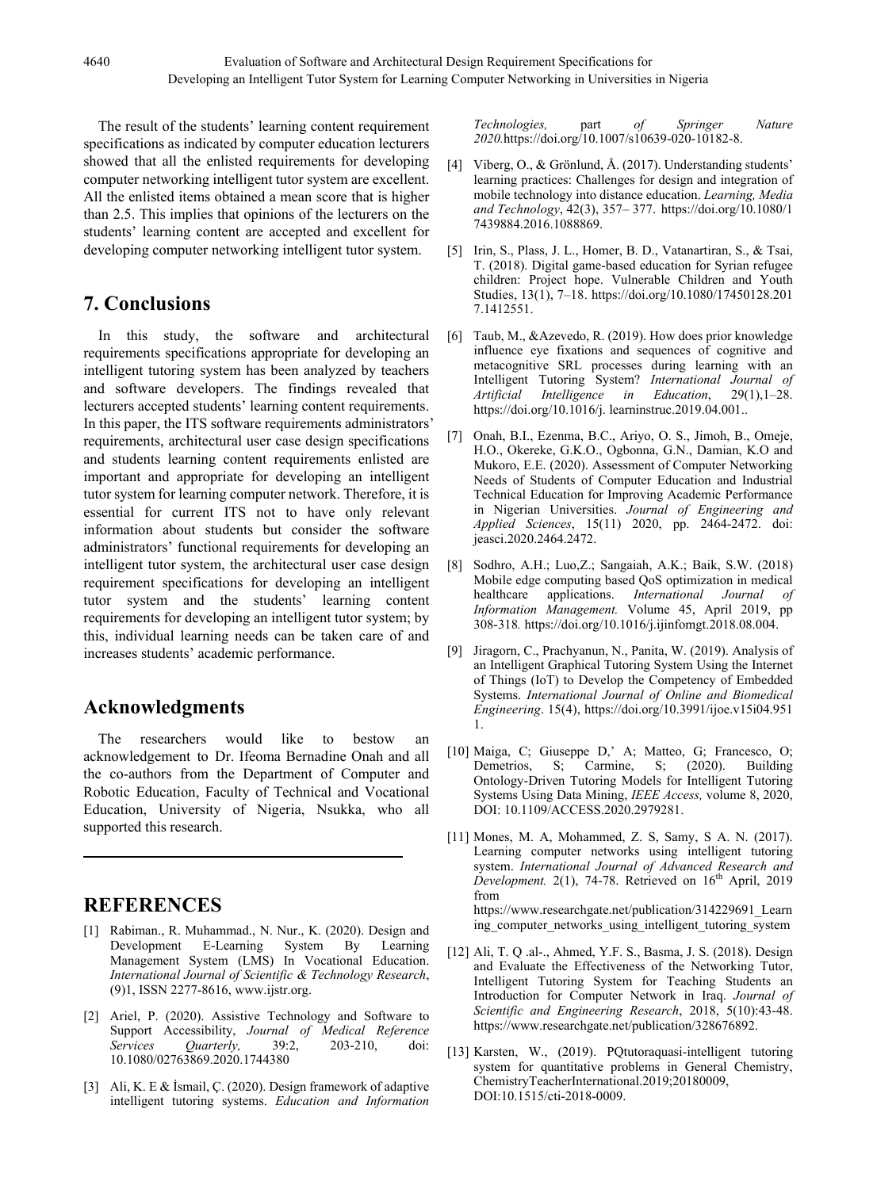The result of the students' learning content requirement specifications as indicated by computer education lecturers showed that all the enlisted requirements for developing computer networking intelligent tutor system are excellent. All the enlisted items obtained a mean score that is higher than 2.5. This implies that opinions of the lecturers on the students' learning content are accepted and excellent for developing computer networking intelligent tutor system.

## 7. Conclusions

In this study, the software and architectural requirements specifications appropriate for developing an intelligent tutoring system has been analyzed by teachers and software developers. The findings revealed that lecturers accepted students' learning content requirements. In this paper, the ITS software requirements administrators' requirements, architectural user case design specifications and students learning content requirements enlisted are important and appropriate for developing an intelligent tutor system for learning computer network. Therefore, it is essential for current ITS not to have only relevant information about students but consider the software administrators' functional requirements for developing an intelligent tutor system, the architectural user case design requirement specifications for developing an intelligent tutor system and the students' learning content requirements for developing an intelligent tutor system; by this, individual learning needs can be taken care of and increases students' academic performance.

## Acknowledgments

The researchers would like to bestow an acknowledgement to Dr. Ifeoma Bernadine Onah and all the co-authors from the Department of Computer and Robotic Education, Faculty of Technical and Vocational Education, University of Nigeria, Nsukka, who all supported this research.

## REFERENCES

[1] Rabiman., R. Muhammad., N. Nur., K. (2020). Design and Development E-Learning System By Learning Management System (LMS) In Vocational Education. *International Journal of Scientific & Technology Research*, (9)1, ISSN 2277-8616, www.ijstr.org.

[2] Ariel, P. (2020). Assistive Technology and Software to Support Accessibility, *Journal of Medical Reference Services Quarterly,* 39:2, 203-210, doi: 10.1080/02763869.2020.1744380

[3] Ali, K. E & İsmail, Ç. (2020). Design framework of adaptive intelligent tutoring systems. *Education and Information Technologies,* part *of Springer Nature 2020.*https://doi.org/10.1007/s10639-020-10182-8.

[4] Viberg, O., & Grönlund, Å. (2017). Understanding students' learning practices: Challenges for design and integration of mobile technology into distance education. *Learning, Media and Technology*, 42(3), 357– 377. https://doi.org/10.1080/17439884.2016.1088869.

[5] Irin, S., Plass, J. L., Homer, B. D., Vatanartiran, S., & Tsai, T. (2018). Digital game-based education for Syrian refugee children: Project hope. Vulnerable Children and Youth Studies, 13(1), 7–18. https://doi.org/10.1080/17450128.2017.1412551.

[6] Taub, M., &Azevedo, R. (2019). How does prior knowledge influence eye fixations and sequences of cognitive and metacognitive SRL processes during learning with an Intelligent Tutoring System? *International Journal of Artificial Intelligence in Education*, 29(1),1–28. https://doi.org/10.1016/j. learninstruc.2019.04.001..

[7] Onah, B.I., Ezenma, B.C., Ariyo, O. S., Jimoh, B., Omeje, H.O., Okereke, G.K.O., Ogbonna, G.N., Damian, K.O and Mukoro, E.E. (2020). Assessment of Computer Networking Needs of Students of Computer Education and Industrial Technical Education for Improving Academic Performance in Nigerian Universities. *Journal of Engineering and Applied Sciences*, 15(11) 2020, pp. 2464-2472. doi: jeasci.2020.2464.2472.

[8] Sodhro, A.H.; Luo,Z.; Sangaiah, A.K.; Baik, S.W. (2018) Mobile edge computing based QoS optimization in medical healthcare applications. *International Journal of Information Management.* Volume 45, April 2019, pp 308-318*.* https://doi.org/10.1016/j.ijinfomgt.2018.08.004.

[9] Jiragorn, C., Prachyanun, N., Panita, W. (2019). Analysis of an Intelligent Graphical Tutoring System Using the Internet of Things (IoT) to Develop the Competency of Embedded Systems. *International Journal of Online and Biomedical Engineering*. 15(4), https://doi.org/10.3991/ijoe.v15i04.9511.

[10] Maiga, C; Giuseppe D,' A; Matteo, G; Francesco, O; Demetrios, S; Carmine, S; (2020). Building Ontology-Driven Tutoring Models for Intelligent Tutoring Systems Using Data Mining, *IEEE Access,* volume 8, 2020, DOI: 10.1109/ACCESS.2020.2979281.

[11] Mones, M. A, Mohammed, Z. S, Samy, S A. N. (2017). Learning computer networks using intelligent tutoring system. *International Journal of Advanced Research and Development.* 2(1), 74-78. Retrieved on 16th April, 2019 from https://www.researchgate.net/publication/314229691_Learning_computer_networks_using_intelligent_tutoring_system

[12] Ali, T. Q .al-., Ahmed, Y.F. S., Basma, J. S. (2018). Design and Evaluate the Effectiveness of the Networking Tutor, Intelligent Tutoring System for Teaching Students an Introduction for Computer Network in Iraq. *Journal of Scientific and Engineering Research*, 2018, 5(10):43-48. https://www.researchgate.net/publication/328676892.

[13] Karsten, W., (2019). PQtutoraquasi-intelligent tutoring system for quantitative problems in General Chemistry, ChemistryTeacherInternational.2019;20180009, DOI:10.1515/cti-2018-0009.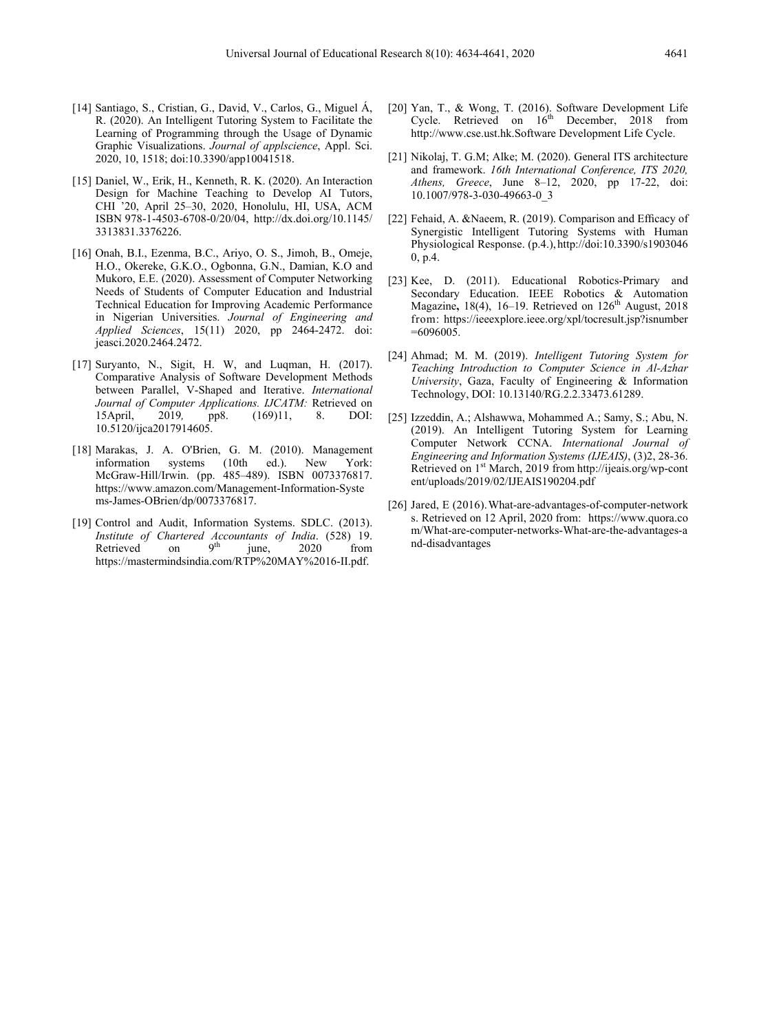[14] Santiago, S., Cristian, G., David, V., Carlos, G., Miguel Á, R. (2020). An Intelligent Tutoring System to Facilitate the Learning of Programming through the Usage of Dynamic Graphic Visualizations. *Journal of applscience*, Appl. Sci. 2020, 10, 1518; doi:10.3390/app10041518.

[15] Daniel, W., Erik, H., Kenneth, R. K. (2020). An Interaction Design for Machine Teaching to Develop AI Tutors, CHI '20, April 25–30, 2020, Honolulu, HI, USA, ACM ISBN 978-1-4503-6708-0/20/04, http://dx.doi.org/10.1145/3313831.3376226.

[16] Onah, B.I., Ezenma, B.C., Ariyo, O. S., Jimoh, B., Omeje, H.O., Okereke, G.K.O., Ogbonna, G.N., Damian, K.O and Mukoro, E.E. (2020). Assessment of Computer Networking Needs of Students of Computer Education and Industrial Technical Education for Improving Academic Performance in Nigerian Universities. *Journal of Engineering and Applied Sciences*, 15(11) 2020, pp 2464-2472. doi: jeasci.2020.2464.2472.

[17] Suryanto, N., Sigit, H. W, and Luqman, H. (2017). Comparative Analysis of Software Development Methods between Parallel, V-Shaped and Iterative. *International Journal of Computer Applications. IJCATM:* Retrieved on 15April, 2019, pp8. (169)11, 8. DOI: 10.5120/ijca2017914605.

[18] Marakas, J. A. O'Brien, G. M. (2010). Management information systems (10th ed.). New York: McGraw-Hill/Irwin. (pp. 485–489). ISBN 0073376817. https://www.amazon.com/Management-Information-Systems-James-OBrien/dp/0073376817.

[19] Control and Audit, Information Systems. SDLC. (2013). *Institute of Chartered Accountants of India*. (528) 19. Retrieved on 9th june, 2020 from https://mastermindsindia.com/RTP%20MAY%2016-II.pdf.

[20] Yan, T., & Wong, T. (2016). Software Development Life Cycle. Retrieved on 16th December, 2018 from http://www.cse.ust.hk.Software Development Life Cycle.

[21] Nikolaj, T. G.M; Alke; M. (2020). General ITS architecture and framework. *16th International Conference, ITS 2020, Athens, Greece*, June 8–12, 2020, pp 17-22, doi: 10.1007/978-3-030-49663-0_3

[22] Fehaid, A. &Naeem, R. (2019). Comparison and Efficacy of Synergistic Intelligent Tutoring Systems with Human Physiological Response. (p.4.), http://doi:10.3390/s19030460, p.4.

[23] Kee, D. (2011). Educational Robotics-Primary and Secondary Education. IEEE Robotics & Automation Magazine**,** 18(4), 16–19. Retrieved on 126th August, 2018 from: https://ieeexplore.ieee.org/xpl/tocresult.jsp?isnumber=6096005.

[24] Ahmad; M. M. (2019). *Intelligent Tutoring System for Teaching Introduction to Computer Science in Al-Azhar University*, Gaza, Faculty of Engineering & Information Technology, DOI: 10.13140/RG.2.2.33473.61289.

[25] Izzeddin, A.; Alshawwa, Mohammed A.; Samy, S.; Abu, N. (2019). An Intelligent Tutoring System for Learning Computer Network CCNA. *International Journal of Engineering and Information Systems (IJEAIS)*, (3)2, 28-36. Retrieved on 1st March, 2019 from http://ijeais.org/wp-content/uploads/2019/02/IJEAIS190204.pdf

[26] Jared, E (2016). What-are-advantages-of-computer-networks. Retrieved on 12 April, 2020 from: https://www.quora.com/What-are-computer-networks-What-are-the-advantages-and-disadvantages